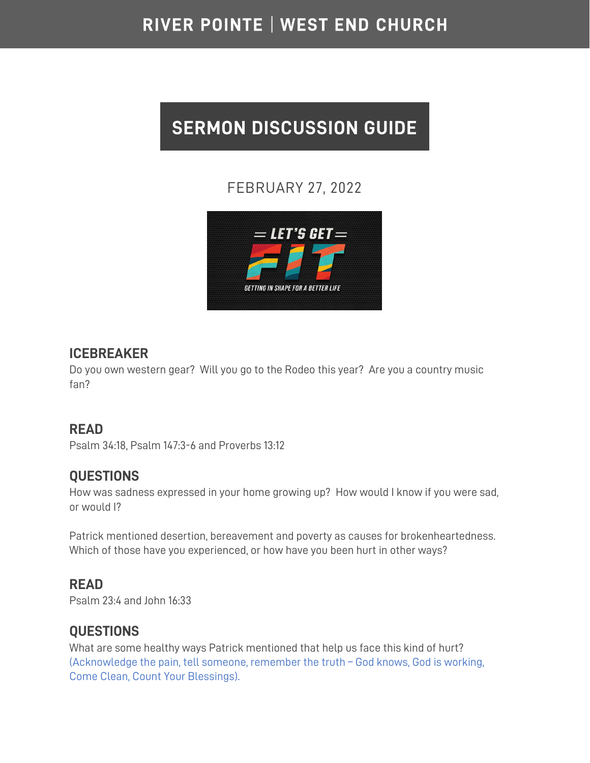# RIVER POINTE | WEST END CHURCH

## SERMON DISCUSSION GUIDE

FEBRUARY 27, 2022

### ICEBREAKER

Do you own western gear? Will you go to the Rodeo this year? Are you a country music fan?

### READ

Psalm 34:18, Psalm 147:3-6 and Proverbs 13:12

### QUESTIONS

How was sadness expressed in your home growing up? How would I know if you were sad, or would I?

Patrick mentioned desertion, bereavement and poverty as causes for brokenheartedness. Which of those have you experienced, or how have you been hurt in other ways?

### READ

Psalm 23:4 and John 16:33

### QUESTIONS

What are some healthy ways Patrick mentioned that help us face this kind of hurt? (Acknowledge the pain, tell someone, remember the truth – God knows, God is working, Come Clean, Count Your Blessings).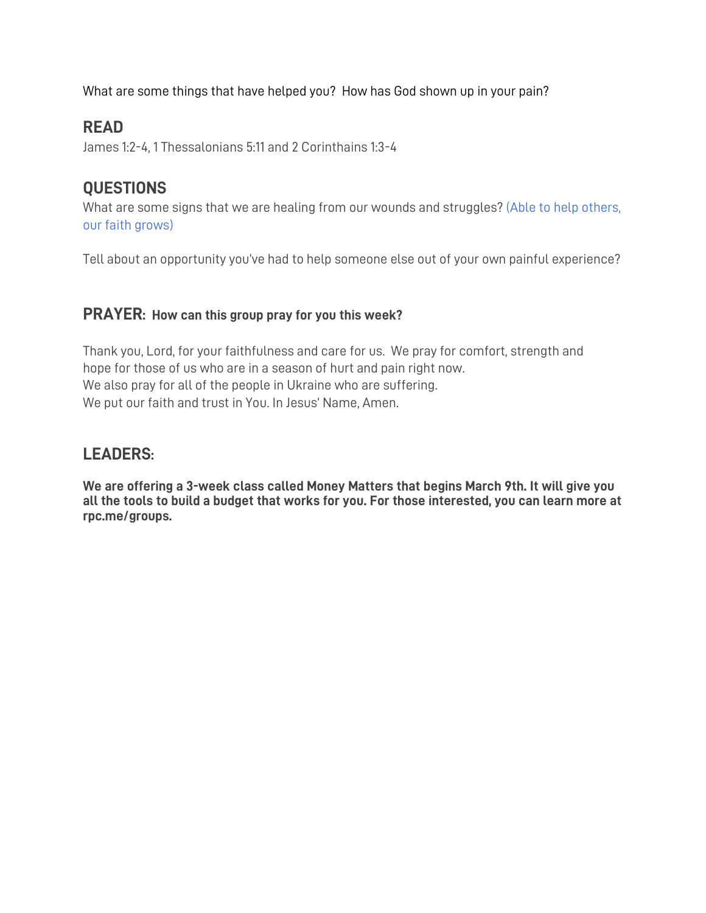What are some things that have helped you? How has God shown up in your pain?

## READ

James 1:2-4, 1 Thessalonians 5:11 and 2 Corinthains 1:3-4

## QUESTIONS

What are some signs that we are healing from our wounds and struggles? (Able to help others, our faith grows)

Tell about an opportunity you've had to help someone else out of your own painful experience?

## PRAYER: **How can this group pray for you this week?**

Thank you, Lord, for your faithfulness and care for us. We pray for comfort, strength and hope for those of us who are in a season of hurt and pain right now.
We also pray for all of the people in Ukraine who are suffering.
We put our faith and trust in You. In Jesus' Name, Amen.

## LEADERS:

**We are offering a 3-week class called Money Matters that begins March 9th. It will give you all the tools to build a budget that works for you. For those interested, you can learn more at rpc.me/groups.**